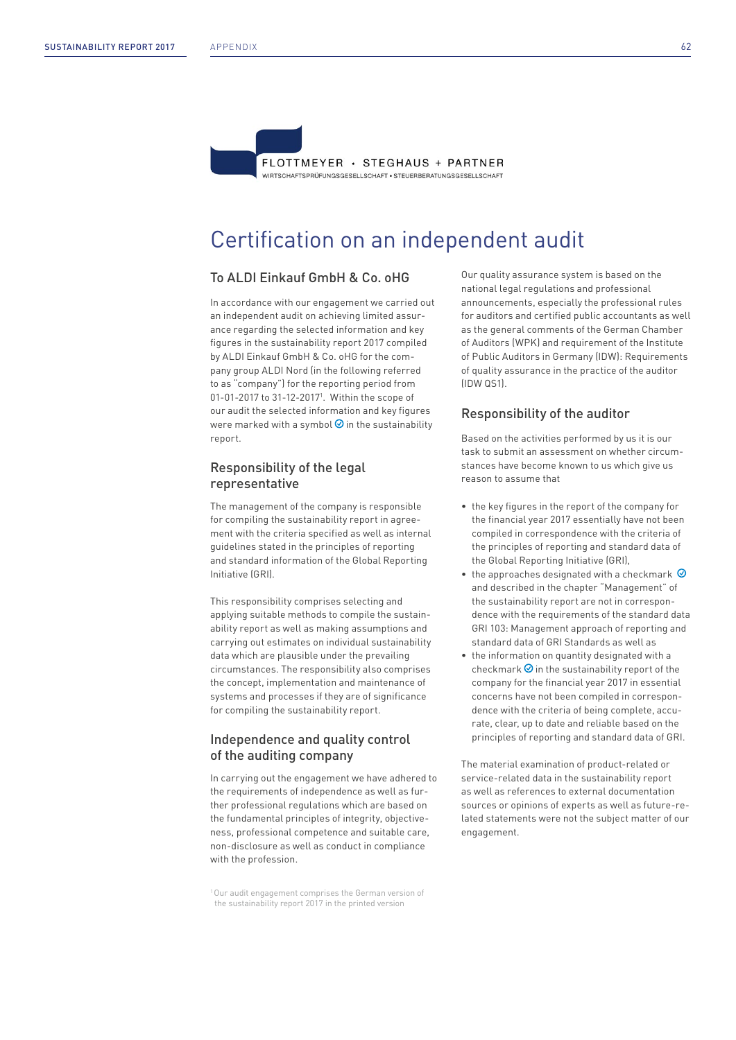FLOTTMEYER • STEGHAUS + PARTNER
WIRTSCHAFTSPRÜFUNGSGESELLSCHAFT • STEUERBERATUNGSGESELLSCHAFT

# Certification on an independent audit

## To ALDI Einkauf GmbH & Co. oHG

In accordance with our engagement we carried out an independent audit on achieving limited assurance regarding the selected information and key figures in the sustainability report 2017 compiled by ALDI Einkauf GmbH & Co. oHG for the company group ALDI Nord (in the following referred to as "company") for the reporting period from 01-01-2017 to 31-12-2017[1]. Within the scope of our audit the selected information and key figures were marked with a symbol ✓ in the sustainability report.

## Responsibility of the legal representative

The management of the company is responsible for compiling the sustainability report in agreement with the criteria specified as well as internal guidelines stated in the principles of reporting and standard information of the Global Reporting Initiative (GRI).

This responsibility comprises selecting and applying suitable methods to compile the sustainability report as well as making assumptions and carrying out estimates on individual sustainability data which are plausible under the prevailing circumstances. The responsibility also comprises the concept, implementation and maintenance of systems and processes if they are of significance for compiling the sustainability report.

## Independence and quality control of the auditing company

In carrying out the engagement we have adhered to the requirements of independence as well as further professional regulations which are based on the fundamental principles of integrity, objectiveness, professional competence and suitable care, non-disclosure as well as conduct in compliance with the profession.

Our quality assurance system is based on the national legal regulations and professional announcements, especially the professional rules for auditors and certified public accountants as well as the general comments of the German Chamber of Auditors (WPK) and requirement of the Institute of Public Auditors in Germany (IDW): Requirements of quality assurance in the practice of the auditor (IDW QS1).

## Responsibility of the auditor

Based on the activities performed by us it is our task to submit an assessment on whether circumstances have become known to us which give us reason to assume that

- the key figures in the report of the company for the financial year 2017 essentially have not been compiled in correspondence with the criteria of the principles of reporting and standard data of the Global Reporting Initiative (GRI),
- the approaches designated with a checkmark ✓ and described in the chapter "Management" of the sustainability report are not in correspondence with the requirements of the standard data GRI 103: Management approach of reporting and standard data of GRI Standards as well as
- the information on quantity designated with a checkmark ✓ in the sustainability report of the company for the financial year 2017 in essential concerns have not been compiled in correspondence with the criteria of being complete, accurate, clear, up to date and reliable based on the principles of reporting and standard data of GRI.

The material examination of product-related or service-related data in the sustainability report as well as references to external documentation sources or opinions of experts as well as future-related statements were not the subject matter of our engagement.

[1] Our audit engagement comprises the German version of the sustainability report 2017 in the printed version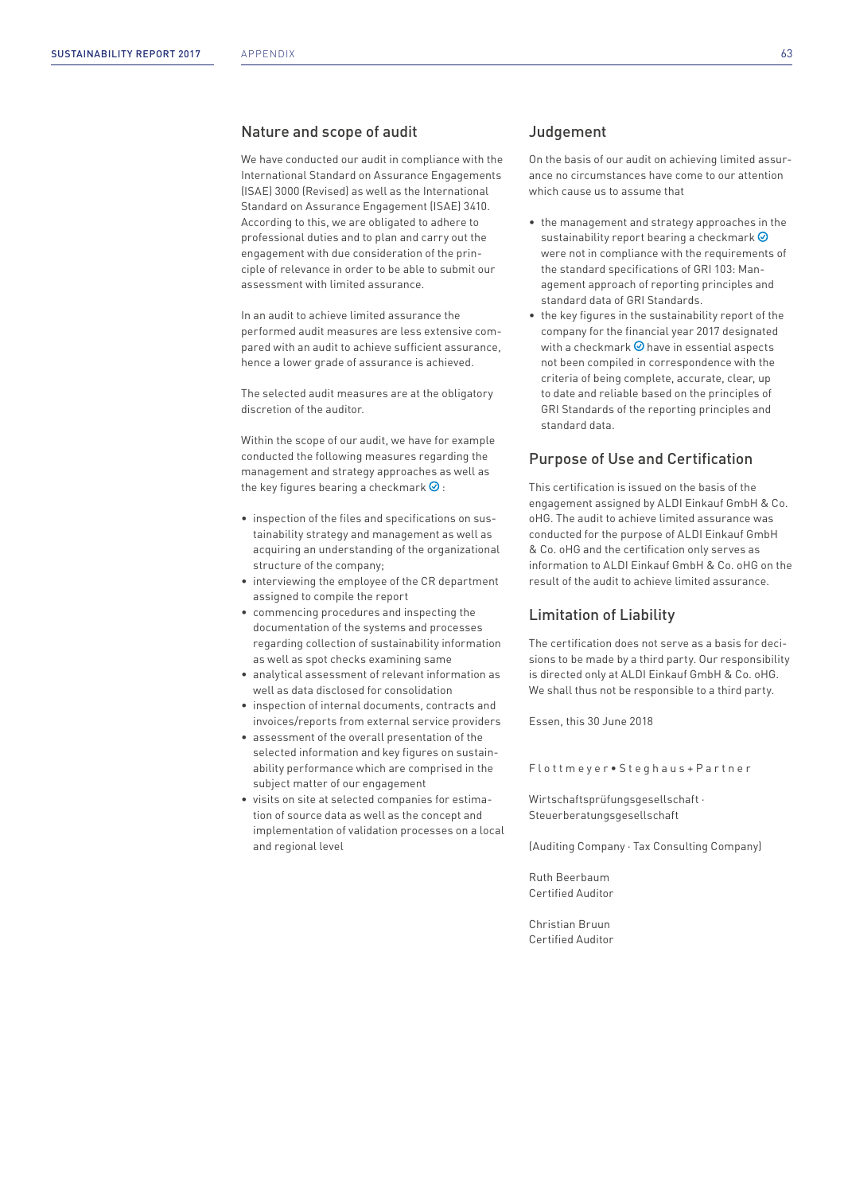## Nature and scope of audit

We have conducted our audit in compliance with the International Standard on Assurance Engagements (ISAE) 3000 (Revised) as well as the International Standard on Assurance Engagement (ISAE) 3410. According to this, we are obligated to adhere to professional duties and to plan and carry out the engagement with due consideration of the principle of relevance in order to be able to submit our assessment with limited assurance.

In an audit to achieve limited assurance the performed audit measures are less extensive compared with an audit to achieve sufficient assurance, hence a lower grade of assurance is achieved.

The selected audit measures are at the obligatory discretion of the auditor.

Within the scope of our audit, we have for example conducted the following measures regarding the management and strategy approaches as well as the key figures bearing a checkmark ⊘:

- inspection of the files and specifications on sustainability strategy and management as well as acquiring an understanding of the organizational structure of the company;
- interviewing the employee of the CR department assigned to compile the report
- commencing procedures and inspecting the documentation of the systems and processes regarding collection of sustainability information as well as spot checks examining same
- analytical assessment of relevant information as well as data disclosed for consolidation
- inspection of internal documents, contracts and invoices/reports from external service providers
- assessment of the overall presentation of the selected information and key figures on sustainability performance which are comprised in the subject matter of our engagement
- visits on site at selected companies for estimation of source data as well as the concept and implementation of validation processes on a local and regional level

## Judgement

On the basis of our audit on achieving limited assurance no circumstances have come to our attention which cause us to assume that

- the management and strategy approaches in the sustainability report bearing a checkmark ⊘ were not in compliance with the requirements of the standard specifications of GRI 103: Management approach of reporting principles and standard data of GRI Standards.
- the key figures in the sustainability report of the company for the financial year 2017 designated with a checkmark ⊘ have in essential aspects not been compiled in correspondence with the criteria of being complete, accurate, clear, up to date and reliable based on the principles of GRI Standards of the reporting principles and standard data.

## Purpose of Use and Certification

This certification is issued on the basis of the engagement assigned by ALDI Einkauf GmbH & Co. oHG. The audit to achieve limited assurance was conducted for the purpose of ALDI Einkauf GmbH & Co. oHG and the certification only serves as information to ALDI Einkauf GmbH & Co. oHG on the result of the audit to achieve limited assurance.

## Limitation of Liability

The certification does not serve as a basis for decisions to be made by a third party. Our responsibility is directed only at ALDI Einkauf GmbH & Co. oHG. We shall thus not be responsible to a third party.

Essen, this 30 June 2018

Flottmeyer • Steghaus + Partner

Wirtschaftsprüfungsgesellschaft · Steuerberatungsgesellschaft

(Auditing Company · Tax Consulting Company)

Ruth Beerbaum
Certified Auditor

Christian Bruun
Certified Auditor